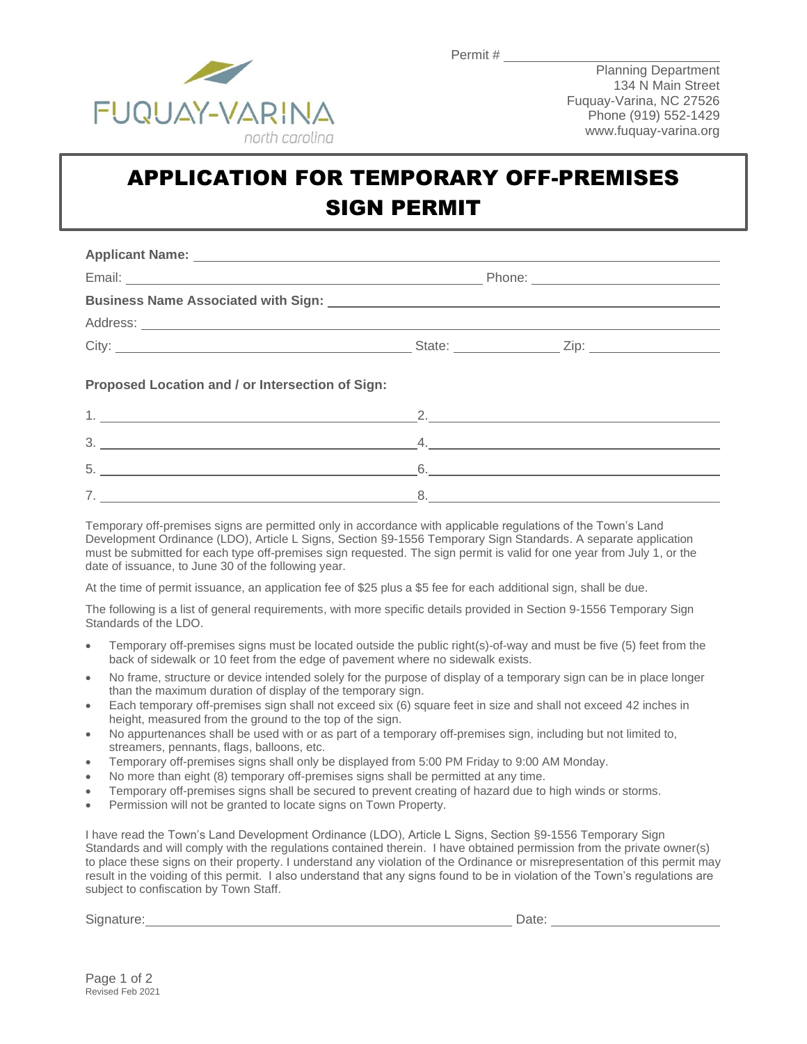Permit # ___________________

FUQUAY-VARINA
north carolina

Planning Department
134 N Main Street
Fuquay-Varina, NC 27526
Phone (919) 552-1429
www.fuquay-varina.org

# APPLICATION FOR TEMPORARY OFF-PREMISES SIGN PERMIT

**Applicant Name:** ___________________________________________

Email: ___________________________ Phone: ___________________

**Business Name Associated with Sign:** ___________________________

Address: ___________________________________________

City: ___________________ State: ___________ Zip: ___________

**Proposed Location and / or Intersection of Sign:**

1. ___________________ 2. ___________________

3. ___________________ 4. ___________________

5. ___________________ 6. ___________________

7. ___________________ 8. ___________________

Temporary off-premises signs are permitted only in accordance with applicable regulations of the Town's Land Development Ordinance (LDO), Article L Signs, Section §9-1556 Temporary Sign Standards. A separate application must be submitted for each type off-premises sign requested. The sign permit is valid for one year from July 1, or the date of issuance, to June 30 of the following year.

At the time of permit issuance, an application fee of $25 plus a $5 fee for each additional sign, shall be due.

The following is a list of general requirements, with more specific details provided in Section 9-1556 Temporary Sign Standards of the LDO.

- Temporary off-premises signs must be located outside the public right(s)-of-way and must be five (5) feet from the back of sidewalk or 10 feet from the edge of pavement where no sidewalk exists.
- No frame, structure or device intended solely for the purpose of display of a temporary sign can be in place longer than the maximum duration of display of the temporary sign.
- Each temporary off-premises sign shall not exceed six (6) square feet in size and shall not exceed 42 inches in height, measured from the ground to the top of the sign.
- No appurtenances shall be used with or as part of a temporary off-premises sign, including but not limited to, streamers, pennants, flags, balloons, etc.
- Temporary off-premises signs shall only be displayed from 5:00 PM Friday to 9:00 AM Monday.
- No more than eight (8) temporary off-premises signs shall be permitted at any time.
- Temporary off-premises signs shall be secured to prevent creating of hazard due to high winds or storms.
- Permission will not be granted to locate signs on Town Property.

I have read the Town's Land Development Ordinance (LDO), Article L Signs, Section §9-1556 Temporary Sign Standards and will comply with the regulations contained therein. I have obtained permission from the private owner(s) to place these signs on their property. I understand any violation of the Ordinance or misrepresentation of this permit may result in the voiding of this permit. I also understand that any signs found to be in violation of the Town's regulations are subject to confiscation by Town Staff.

Signature: ___________________________ Date: ___________________

Revised Feb 2021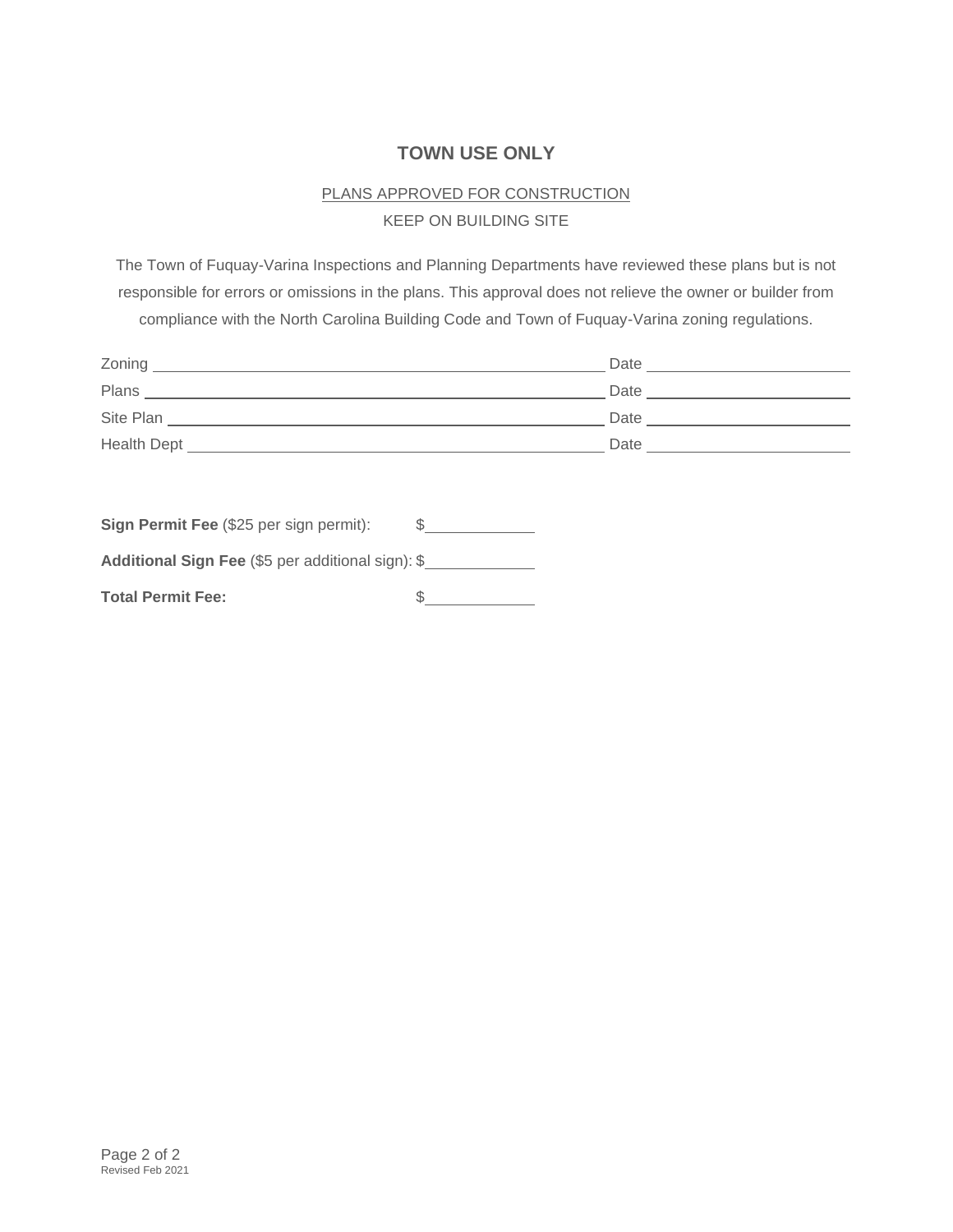## TOWN USE ONLY

PLANS APPROVED FOR CONSTRUCTION

KEEP ON BUILDING SITE

The Town of Fuquay-Varina Inspections and Planning Departments have reviewed these plans but is not responsible for errors or omissions in the plans. This approval does not relieve the owner or builder from compliance with the North Carolina Building Code and Town of Fuquay-Varina zoning regulations.

Zoning ______________________________ Date ______________

Plans ______________________________ Date ______________

Site Plan ______________________________ Date ______________

Health Dept ______________________________ Date ______________

**Sign Permit Fee** ($25 per sign permit): $__________

**Additional Sign Fee** ($5 per additional sign): $__________

**Total Permit Fee:** $__________

Revised Feb 2021